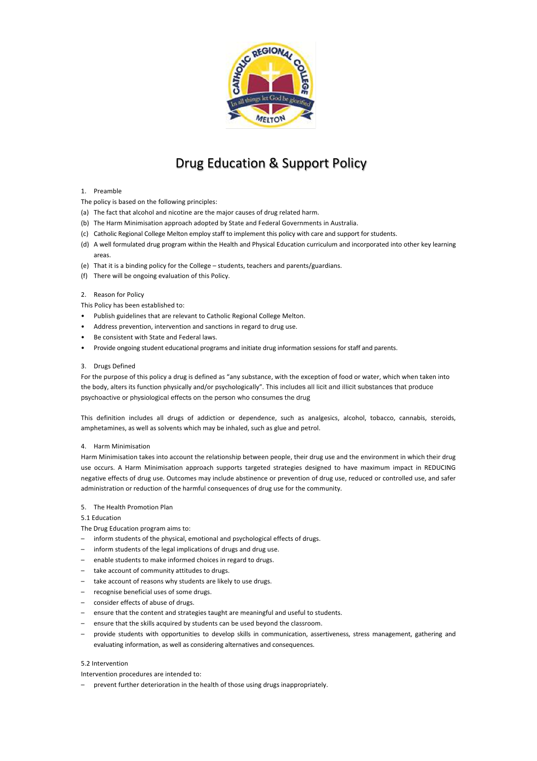# Drug Education & Support Policy

## 1. Preamble

The policy is based on the following principles:

(a) The fact that alcohol and nicotine are the major causes of drug related harm.

(b) The Harm Minimisation approach adopted by State and Federal Governments in Australia.

(c) Catholic Regional College Melton employ staff to implement this policy with care and support for students.

(d) A well formulated drug program within the Health and Physical Education curriculum and incorporated into other key learning areas.

(e) That it is a binding policy for the College – students, teachers and parents/guardians.

(f) There will be ongoing evaluation of this Policy.

## 2. Reason for Policy

This Policy has been established to:

- Publish guidelines that are relevant to Catholic Regional College Melton.
- Address prevention, intervention and sanctions in regard to drug use.
- Be consistent with State and Federal laws.
- Provide ongoing student educational programs and initiate drug information sessions for staff and parents.

## 3. Drugs Defined

For the purpose of this policy a drug is defined as "any substance, with the exception of food or water, which when taken into the body, alters its function physically and/or psychologically". This includes all licit and illicit substances that produce psychoactive or physiological effects on the person who consumes the drug

This definition includes all drugs of addiction or dependence, such as analgesics, alcohol, tobacco, cannabis, steroids, amphetamines, as well as solvents which may be inhaled, such as glue and petrol.

## 4. Harm Minimisation

Harm Minimisation takes into account the relationship between people, their drug use and the environment in which their drug use occurs. A Harm Minimisation approach supports targeted strategies designed to have maximum impact in REDUCING negative effects of drug use. Outcomes may include abstinence or prevention of drug use, reduced or controlled use, and safer administration or reduction of the harmful consequences of drug use for the community.

## 5. The Health Promotion Plan

### 5.1 Education

The Drug Education program aims to:

- inform students of the physical, emotional and psychological effects of drugs.
- inform students of the legal implications of drugs and drug use.
- enable students to make informed choices in regard to drugs.
- take account of community attitudes to drugs.
- take account of reasons why students are likely to use drugs.
- recognise beneficial uses of some drugs.
- consider effects of abuse of drugs.
- ensure that the content and strategies taught are meaningful and useful to students.
- ensure that the skills acquired by students can be used beyond the classroom.
- provide students with opportunities to develop skills in communication, assertiveness, stress management, gathering and evaluating information, as well as considering alternatives and consequences.

### 5.2 Intervention

Intervention procedures are intended to:

- prevent further deterioration in the health of those using drugs inappropriately.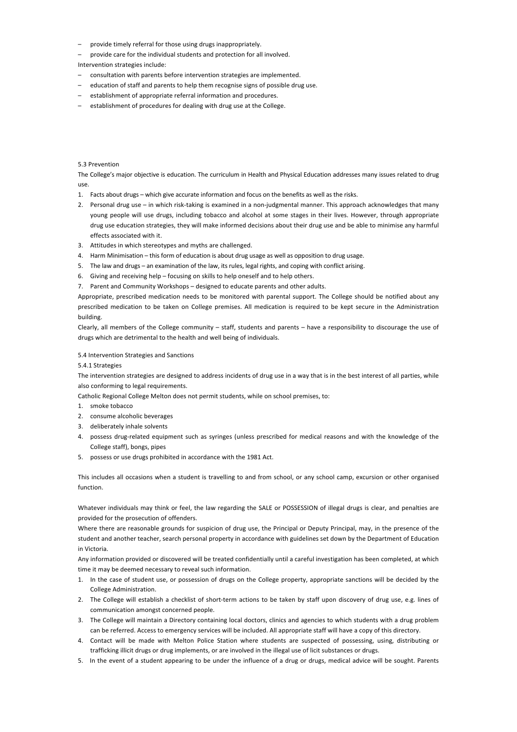– provide timely referral for those using drugs inappropriately.
– provide care for the individual students and protection for all involved.

Intervention strategies include:

– consultation with parents before intervention strategies are implemented.
– education of staff and parents to help them recognise signs of possible drug use.
– establishment of appropriate referral information and procedures.
– establishment of procedures for dealing with drug use at the College.

5.3 Prevention

The College's major objective is education. The curriculum in Health and Physical Education addresses many issues related to drug use.

1. Facts about drugs – which give accurate information and focus on the benefits as well as the risks.
2. Personal drug use – in which risk-taking is examined in a non-judgmental manner. This approach acknowledges that many young people will use drugs, including tobacco and alcohol at some stages in their lives. However, through appropriate drug use education strategies, they will make informed decisions about their drug use and be able to minimise any harmful effects associated with it.
3. Attitudes in which stereotypes and myths are challenged.
4. Harm Minimisation – this form of education is about drug usage as well as opposition to drug usage.
5. The law and drugs – an examination of the law, its rules, legal rights, and coping with conflict arising.
6. Giving and receiving help – focusing on skills to help oneself and to help others.
7. Parent and Community Workshops – designed to educate parents and other adults.

Appropriate, prescribed medication needs to be monitored with parental support. The College should be notified about any prescribed medication to be taken on College premises. All medication is required to be kept secure in the Administration building.

Clearly, all members of the College community – staff, students and parents – have a responsibility to discourage the use of drugs which are detrimental to the health and well being of individuals.

5.4 Intervention Strategies and Sanctions

5.4.1 Strategies

The intervention strategies are designed to address incidents of drug use in a way that is in the best interest of all parties, while also conforming to legal requirements.

Catholic Regional College Melton does not permit students, while on school premises, to:

1. smoke tobacco
2. consume alcoholic beverages
3. deliberately inhale solvents
4. possess drug-related equipment such as syringes (unless prescribed for medical reasons and with the knowledge of the College staff), bongs, pipes
5. possess or use drugs prohibited in accordance with the 1981 Act.

This includes all occasions when a student is travelling to and from school, or any school camp, excursion or other organised function.

Whatever individuals may think or feel, the law regarding the SALE or POSSESSION of illegal drugs is clear, and penalties are provided for the prosecution of offenders.

Where there are reasonable grounds for suspicion of drug use, the Principal or Deputy Principal, may, in the presence of the student and another teacher, search personal property in accordance with guidelines set down by the Department of Education in Victoria.

Any information provided or discovered will be treated confidentially until a careful investigation has been completed, at which time it may be deemed necessary to reveal such information.

1. In the case of student use, or possession of drugs on the College property, appropriate sanctions will be decided by the College Administration.
2. The College will establish a checklist of short-term actions to be taken by staff upon discovery of drug use, e.g. lines of communication amongst concerned people.
3. The College will maintain a Directory containing local doctors, clinics and agencies to which students with a drug problem can be referred. Access to emergency services will be included. All appropriate staff will have a copy of this directory.
4. Contact will be made with Melton Police Station where students are suspected of possessing, using, distributing or trafficking illicit drugs or drug implements, or are involved in the illegal use of licit substances or drugs.
5. In the event of a student appearing to be under the influence of a drug or drugs, medical advice will be sought. Parents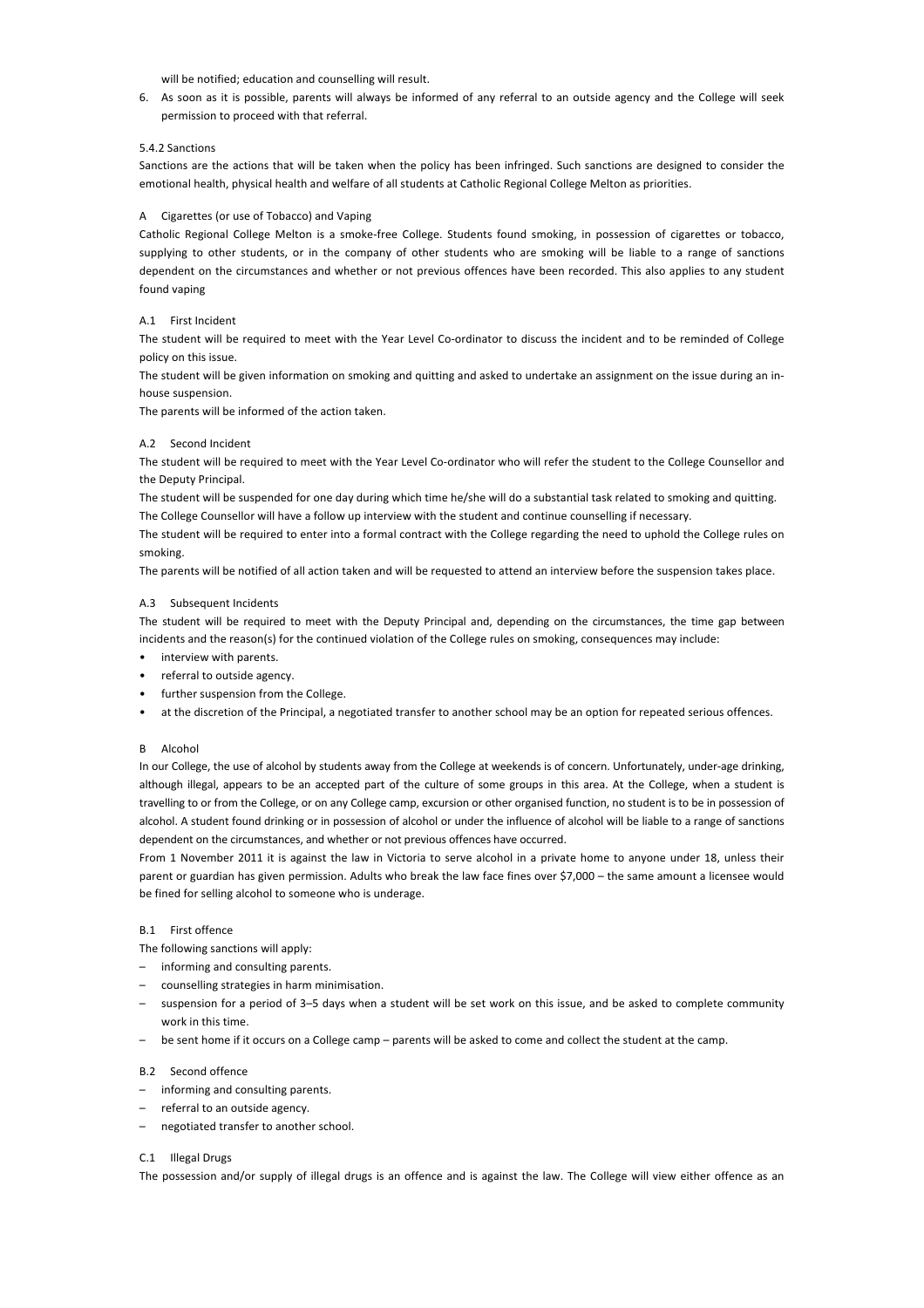will be notified; education and counselling will result.

6. As soon as it is possible, parents will always be informed of any referral to an outside agency and the College will seek permission to proceed with that referral.

5.4.2 Sanctions

Sanctions are the actions that will be taken when the policy has been infringed. Such sanctions are designed to consider the emotional health, physical health and welfare of all students at Catholic Regional College Melton as priorities.

A Cigarettes (or use of Tobacco) and Vaping

Catholic Regional College Melton is a smoke-free College. Students found smoking, in possession of cigarettes or tobacco, supplying to other students, or in the company of other students who are smoking will be liable to a range of sanctions dependent on the circumstances and whether or not previous offences have been recorded. This also applies to any student found vaping

A.1 First Incident

The student will be required to meet with the Year Level Co-ordinator to discuss the incident and to be reminded of College policy on this issue.

The student will be given information on smoking and quitting and asked to undertake an assignment on the issue during an in-house suspension.

The parents will be informed of the action taken.

A.2 Second Incident

The student will be required to meet with the Year Level Co-ordinator who will refer the student to the College Counsellor and the Deputy Principal.

The student will be suspended for one day during which time he/she will do a substantial task related to smoking and quitting.

The College Counsellor will have a follow up interview with the student and continue counselling if necessary.

The student will be required to enter into a formal contract with the College regarding the need to uphold the College rules on smoking.

The parents will be notified of all action taken and will be requested to attend an interview before the suspension takes place.

A.3 Subsequent Incidents

The student will be required to meet with the Deputy Principal and, depending on the circumstances, the time gap between incidents and the reason(s) for the continued violation of the College rules on smoking, consequences may include:

- interview with parents.
- referral to outside agency.
- further suspension from the College.
- at the discretion of the Principal, a negotiated transfer to another school may be an option for repeated serious offences.

B Alcohol

In our College, the use of alcohol by students away from the College at weekends is of concern. Unfortunately, under-age drinking, although illegal, appears to be an accepted part of the culture of some groups in this area. At the College, when a student is travelling to or from the College, or on any College camp, excursion or other organised function, no student is to be in possession of alcohol. A student found drinking or in possession of alcohol or under the influence of alcohol will be liable to a range of sanctions dependent on the circumstances, and whether or not previous offences have occurred.

From 1 November 2011 it is against the law in Victoria to serve alcohol in a private home to anyone under 18, unless their parent or guardian has given permission. Adults who break the law face fines over $7,000 – the same amount a licensee would be fined for selling alcohol to someone who is underage.

B.1 First offence

The following sanctions will apply:

- informing and consulting parents.
- counselling strategies in harm minimisation.
- suspension for a period of 3–5 days when a student will be set work on this issue, and be asked to complete community work in this time.
- be sent home if it occurs on a College camp – parents will be asked to come and collect the student at the camp.

B.2 Second offence

- informing and consulting parents.
- referral to an outside agency.
- negotiated transfer to another school.

C.1 Illegal Drugs

The possession and/or supply of illegal drugs is an offence and is against the law. The College will view either offence as an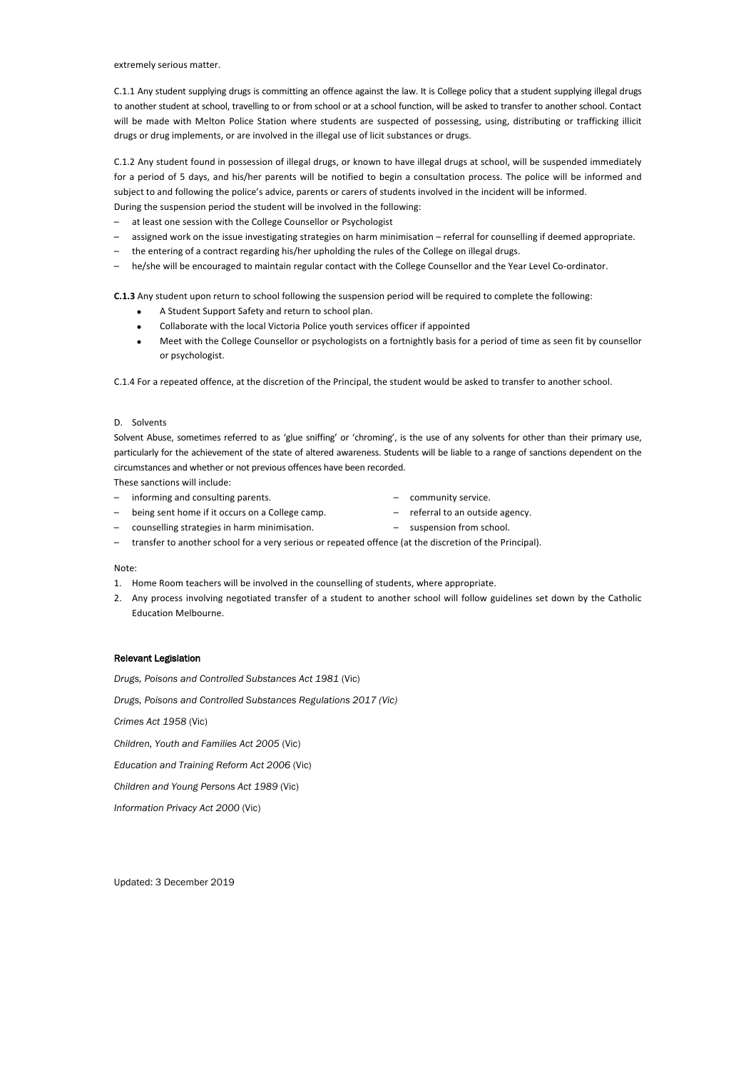extremely serious matter.

C.1.1 Any student supplying drugs is committing an offence against the law. It is College policy that a student supplying illegal drugs to another student at school, travelling to or from school or at a school function, will be asked to transfer to another school. Contact will be made with Melton Police Station where students are suspected of possessing, using, distributing or trafficking illicit drugs or drug implements, or are involved in the illegal use of licit substances or drugs.

C.1.2 Any student found in possession of illegal drugs, or known to have illegal drugs at school, will be suspended immediately for a period of 5 days, and his/her parents will be notified to begin a consultation process. The police will be informed and subject to and following the police's advice, parents or carers of students involved in the incident will be informed.
During the suspension period the student will be involved in the following:

- at least one session with the College Counsellor or Psychologist
- assigned work on the issue investigating strategies on harm minimisation – referral for counselling if deemed appropriate.
- the entering of a contract regarding his/her upholding the rules of the College on illegal drugs.
- he/she will be encouraged to maintain regular contact with the College Counsellor and the Year Level Co-ordinator.

**C.1.3** Any student upon return to school following the suspension period will be required to complete the following:

- A Student Support Safety and return to school plan.
- Collaborate with the local Victoria Police youth services officer if appointed
- Meet with the College Counsellor or psychologists on a fortnightly basis for a period of time as seen fit by counsellor or psychologist.

C.1.4 For a repeated offence, at the discretion of the Principal, the student would be asked to transfer to another school.

D. Solvents

Solvent Abuse, sometimes referred to as 'glue sniffing' or 'chroming', is the use of any solvents for other than their primary use, particularly for the achievement of the state of altered awareness. Students will be liable to a range of sanctions dependent on the circumstances and whether or not previous offences have been recorded.

These sanctions will include:

- informing and consulting parents.
- being sent home if it occurs on a College camp.
- counselling strategies in harm minimisation.
- community service.
- referral to an outside agency.
- suspension from school.
- transfer to another school for a very serious or repeated offence (at the discretion of the Principal).

Note:

1. Home Room teachers will be involved in the counselling of students, where appropriate.
2. Any process involving negotiated transfer of a student to another school will follow guidelines set down by the Catholic Education Melbourne.

**Relevant Legislation**

*Drugs, Poisons and Controlled Substances Act 1981* (Vic)

*Drugs, Poisons and Controlled Substances Regulations 2017 (Vic)*

*Crimes Act 1958* (Vic)

*Children, Youth and Families Act 2005* (Vic)

*Education and Training Reform Act 2006* (Vic)

*Children and Young Persons Act 1989* (Vic)

*Information Privacy Act 2000* (Vic)

Updated: 3 December 2019